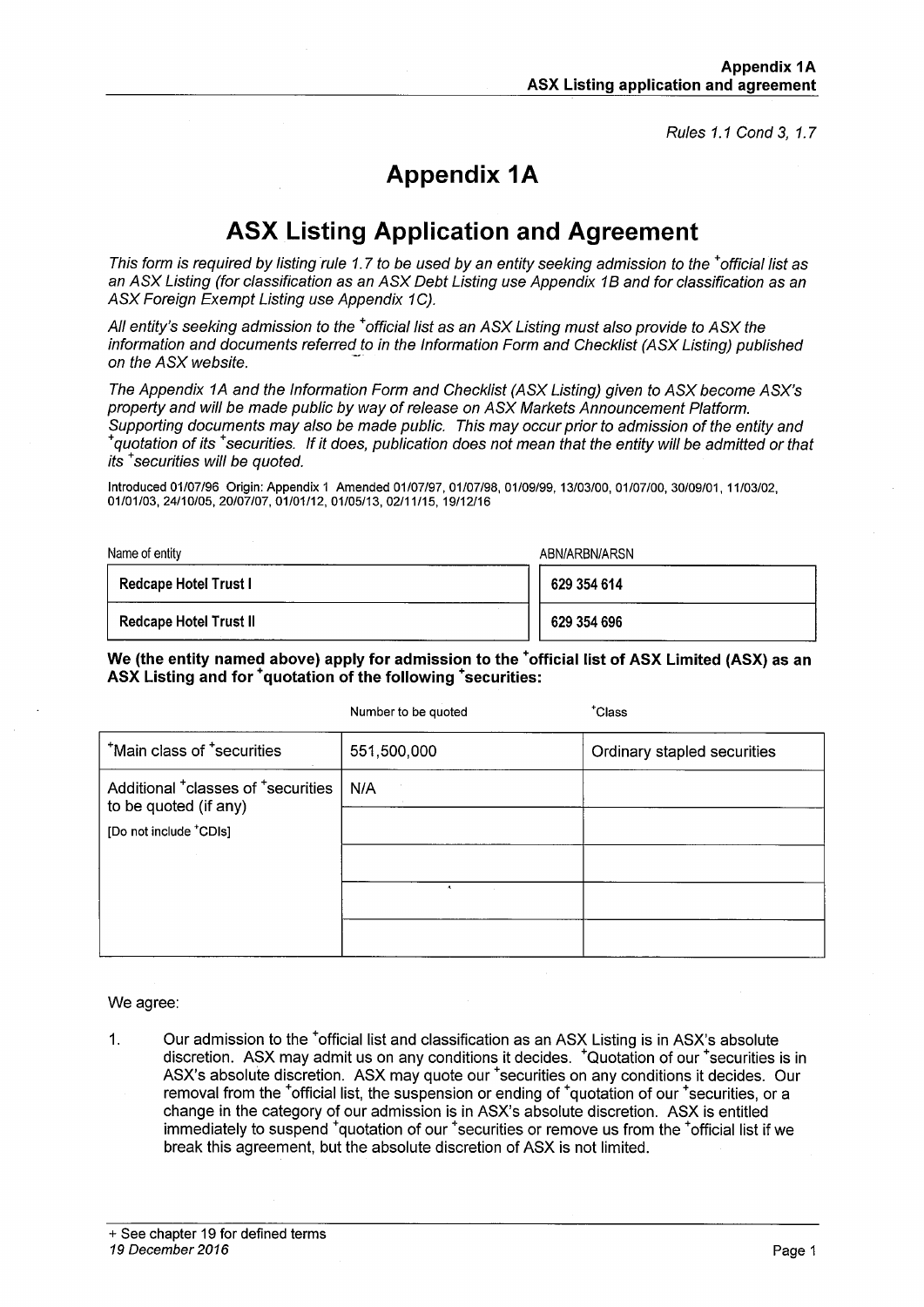*Rules 1.1 Cond 3, 1.7*

# Appendix 1A

# ASX Listing Application and Agreement

*This form is required by listing rule 1.7 to be used by an entity seeking admission to the +official list as an ASX Listing (for classification as an ASX Debt Listing use Appendix 1B and for classification as an ASX Foreign Exempt Listing use Appendix 1C).*

*All entity's seeking admission to the +official list as an ASX Listing must also provide to ASX the information and documents referred to in the Information Form and Checklist (ASX Listing) published on the ASX website.*

*The Appendix 1A and the Information Form and Checklist (ASX Listing) given to ASX become ASX's property and will be made public by way of release on ASX Markets Announcement Platform. Supporting documents may also be made public. This may occur prior to admission of the entity and +quotation of its +securities. If it does, publication does not mean that the entity will be admitted or that its +securities will be quoted.*

Introduced 01/07/96 Origin: Appendix 1 Amended 01/07/97, 01/07/98, 01/09/99, 13/03/00, 01/07/00, 30/09/01, 11/03/02, 01/01/03, 24/10/05, 20/07/07, 01/01/12, 01/05/13, 02/11/15, 19/12/16

| Name of entity | ABN/ARBN/ARSN |
|---|---|
| **Redcape Hotel Trust I** | **629 354 614** |
| **Redcape Hotel Trust II** | **629 354 696** |

**We (the entity named above) apply for admission to the +official list of ASX Limited (ASX) as an ASX Listing and for +quotation of the following +securities:**

| | Number to be quoted | +Class |
|---|---|---|
| +Main class of +securities | 551,500,000 | Ordinary stapled securities |
| Additional +classes of +securities to be quoted (if any) [Do not include +CDIs] | N/A | |
| | | |
| | | |
| | | |
| | | |

We agree:

1. Our admission to the +official list and classification as an ASX Listing is in ASX's absolute discretion. ASX may admit us on any conditions it decides. +Quotation of our +securities is in ASX's absolute discretion. ASX may quote our +securities on any conditions it decides. Our removal from the +official list, the suspension or ending of +quotation of our +securities, or a change in the category of our admission is in ASX's absolute discretion. ASX is entitled immediately to suspend +quotation of our +securities or remove us from the +official list if we break this agreement, but the absolute discretion of ASX is not limited.

+ See chapter 19 for defined terms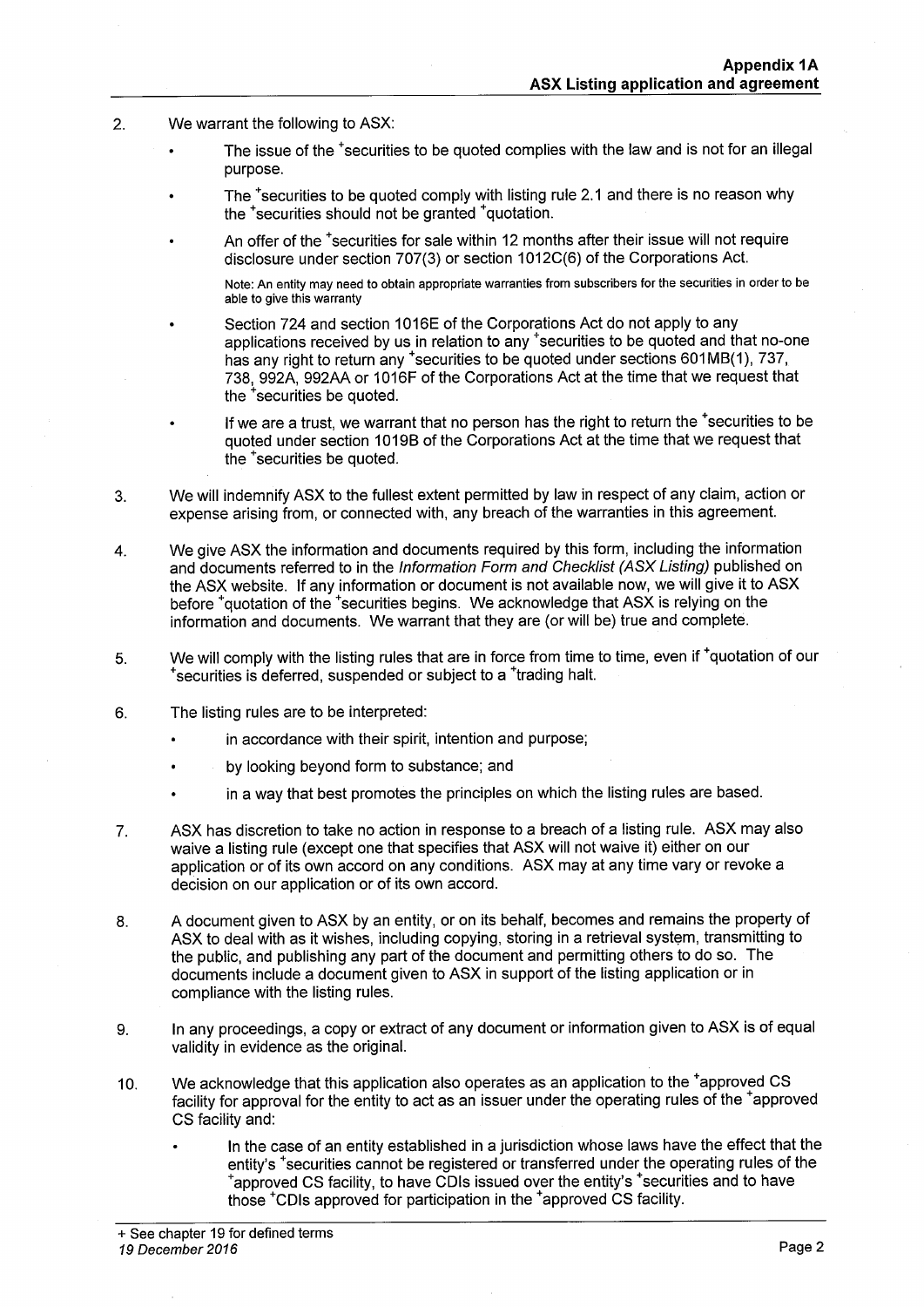2. We warrant the following to ASX:

   - The issue of the +securities to be quoted complies with the law and is not for an illegal purpose.
   - The +securities to be quoted comply with listing rule 2.1 and there is no reason why the +securities should not be granted +quotation.
   - An offer of the +securities for sale within 12 months after their issue will not require disclosure under section 707(3) or section 1012C(6) of the Corporations Act.

     Note: An entity may need to obtain appropriate warranties from subscribers for the securities in order to be able to give this warranty

   - Section 724 and section 1016E of the Corporations Act do not apply to any applications received by us in relation to any +securities to be quoted and that no-one has any right to return any +securities to be quoted under sections 601MB(1), 737, 738, 992A, 992AA or 1016F of the Corporations Act at the time that we request that the +securities be quoted.
   - If we are a trust, we warrant that no person has the right to return the +securities to be quoted under section 1019B of the Corporations Act at the time that we request that the +securities be quoted.

3. We will indemnify ASX to the fullest extent permitted by law in respect of any claim, action or expense arising from, or connected with, any breach of the warranties in this agreement.

4. We give ASX the information and documents required by this form, including the information and documents referred to in the *Information Form and Checklist (ASX Listing)* published on the ASX website. If any information or document is not available now, we will give it to ASX before +quotation of the +securities begins. We acknowledge that ASX is relying on the information and documents. We warrant that they are (or will be) true and complete.

5. We will comply with the listing rules that are in force from time to time, even if +quotation of our +securities is deferred, suspended or subject to a +trading halt.

6. The listing rules are to be interpreted:

   - in accordance with their spirit, intention and purpose;
   - by looking beyond form to substance; and
   - in a way that best promotes the principles on which the listing rules are based.

7. ASX has discretion to take no action in response to a breach of a listing rule. ASX may also waive a listing rule (except one that specifies that ASX will not waive it) either on our application or of its own accord on any conditions. ASX may at any time vary or revoke a decision on our application or of its own accord.

8. A document given to ASX by an entity, or on its behalf, becomes and remains the property of ASX to deal with as it wishes, including copying, storing in a retrieval system, transmitting to the public, and publishing any part of the document and permitting others to do so. The documents include a document given to ASX in support of the listing application or in compliance with the listing rules.

9. In any proceedings, a copy or extract of any document or information given to ASX is of equal validity in evidence as the original.

10. We acknowledge that this application also operates as an application to the +approved CS facility for approval for the entity to act as an issuer under the operating rules of the +approved CS facility and:

    - In the case of an entity established in a jurisdiction whose laws have the effect that the entity's +securities cannot be registered or transferred under the operating rules of the +approved CS facility, to have CDIs issued over the entity's +securities and to have those +CDIs approved for participation in the +approved CS facility.

+ See chapter 19 for defined terms
*19 December 2016*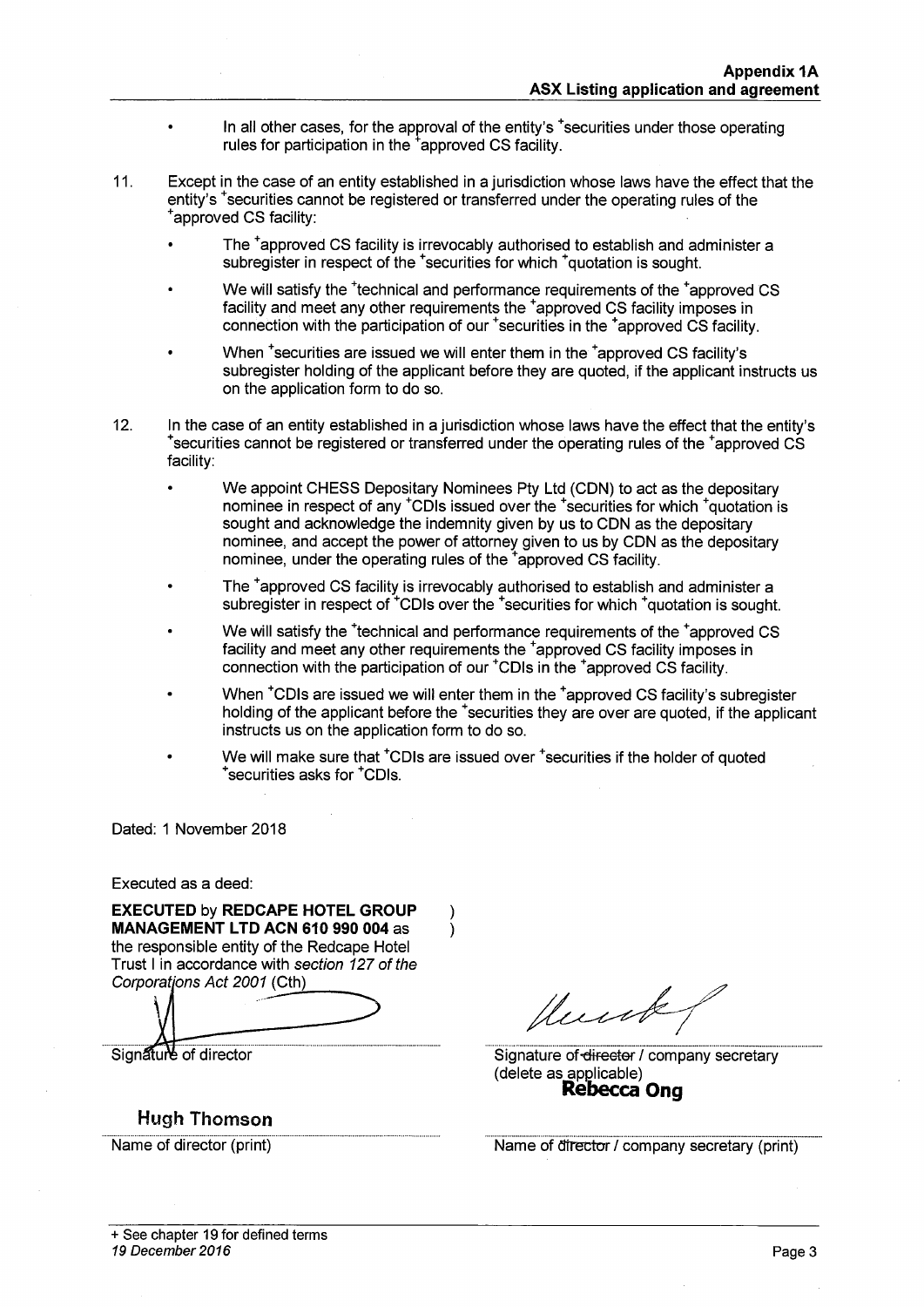- In all other cases, for the approval of the entity's +securities under those operating rules for participation in the +approved CS facility.

11. Except in the case of an entity established in a jurisdiction whose laws have the effect that the entity's +securities cannot be registered or transferred under the operating rules of the +approved CS facility:

    - The +approved CS facility is irrevocably authorised to establish and administer a subregister in respect of the +securities for which +quotation is sought.
    - We will satisfy the +technical and performance requirements of the +approved CS facility and meet any other requirements the +approved CS facility imposes in connection with the participation of our +securities in the +approved CS facility.
    - When +securities are issued we will enter them in the +approved CS facility's subregister holding of the applicant before they are quoted, if the applicant instructs us on the application form to do so.

12. In the case of an entity established in a jurisdiction whose laws have the effect that the entity's +securities cannot be registered or transferred under the operating rules of the +approved CS facility:

    - We appoint CHESS Depositary Nominees Pty Ltd (CDN) to act as the depositary nominee in respect of any +CDIs issued over the +securities for which +quotation is sought and acknowledge the indemnity given by us to CDN as the depositary nominee, and accept the power of attorney given to us by CDN as the depositary nominee, under the operating rules of the +approved CS facility.
    - The +approved CS facility is irrevocably authorised to establish and administer a subregister in respect of +CDIs over the +securities for which +quotation is sought.
    - We will satisfy the +technical and performance requirements of the +approved CS facility and meet any other requirements the +approved CS facility imposes in connection with the participation of our +CDIs in the +approved CS facility.
    - When +CDIs are issued we will enter them in the +approved CS facility's subregister holding of the applicant before the +securities they are over are quoted, if the applicant instructs us on the application form to do so.
    - We will make sure that +CDIs are issued over +securities if the holder of quoted +securities asks for +CDIs.

Dated: 1 November 2018

Executed as a deed:

**EXECUTED** by **REDCAPE HOTEL GROUP MANAGEMENT LTD ACN 610 990 004** as the responsible entity of the Redcape Hotel Trust I in accordance with *section 127 of the Corporations Act 2001* (Cth) )

| | |
|---|---|
| Signature of director | Signature of ~~director~~ / company secretary (delete as applicable) |
| **Hugh Thomson** | **Rebecca Ong** |
| Name of director (print) | Name of ~~director~~ / company secretary (print) |

+ See chapter 19 for defined terms
*19 December 2016*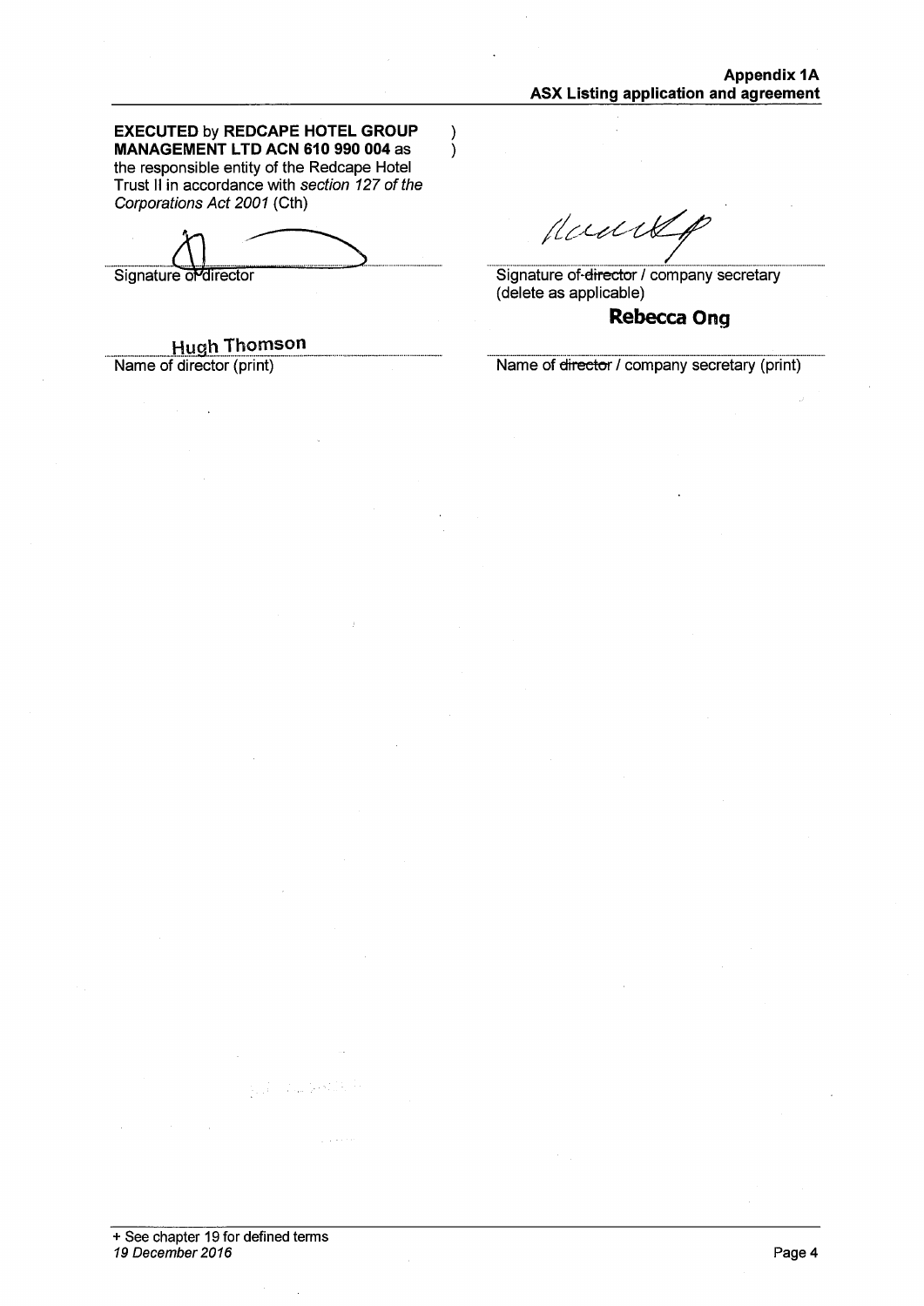**EXECUTED** by **REDCAPE HOTEL GROUP MANAGEMENT LTD ACN 610 990 004** as the responsible entity of the Redcape Hotel Trust II in accordance with *section 127 of the Corporations Act 2001* (Cth)

| | |
|---|---|
| Signature of director | Signature of ~~director~~ / company secretary (delete as applicable) |
| Hugh Thomson | Rebecca Ong |
| Name of director (print) | Name of ~~director~~ / company secretary (print) |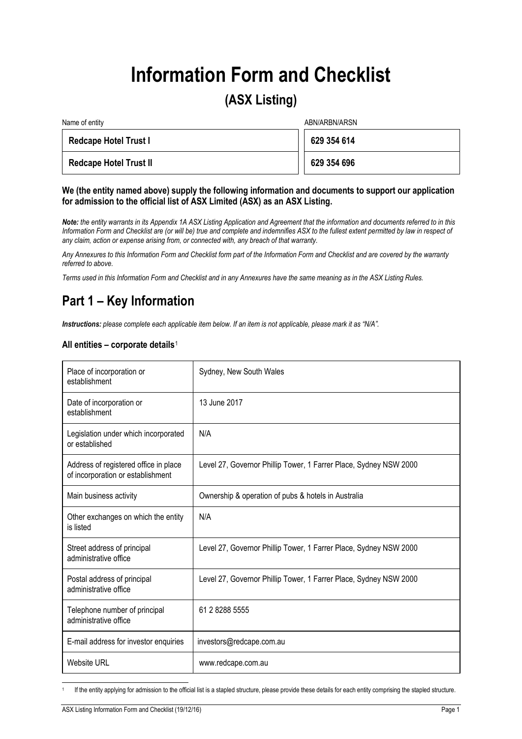# Information Form and Checklist

## (ASX Listing)

| Name of entity | ABN/ARBN/ARSN |
|---|---|
| **Redcape Hotel Trust I** | **629 354 614** |
| **Redcape Hotel Trust II** | **629 354 696** |

**We (the entity named above) supply the following information and documents to support our application for admission to the official list of ASX Limited (ASX) as an ASX Listing.**

***Note:*** *the entity warrants in its Appendix 1A ASX Listing Application and Agreement that the information and documents referred to in this Information Form and Checklist are (or will be) true and complete and indemnifies ASX to the fullest extent permitted by law in respect of any claim, action or expense arising from, or connected with, any breach of that warranty.*

*Any Annexures to this Information Form and Checklist form part of the Information Form and Checklist and are covered by the warranty referred to above.*

*Terms used in this Information Form and Checklist and in any Annexures have the same meaning as in the ASX Listing Rules.*

## Part 1 – Key Information

***Instructions:*** *please complete each applicable item below. If an item is not applicable, please mark it as "N/A".*

### All entities – corporate details[1]

| | |
|---|---|
| Place of incorporation or establishment | Sydney, New South Wales |
| Date of incorporation or establishment | 13 June 2017 |
| Legislation under which incorporated or established | N/A |
| Address of registered office in place of incorporation or establishment | Level 27, Governor Phillip Tower, 1 Farrer Place, Sydney NSW 2000 |
| Main business activity | Ownership & operation of pubs & hotels in Australia |
| Other exchanges on which the entity is listed | N/A |
| Street address of principal administrative office | Level 27, Governor Phillip Tower, 1 Farrer Place, Sydney NSW 2000 |
| Postal address of principal administrative office | Level 27, Governor Phillip Tower, 1 Farrer Place, Sydney NSW 2000 |
| Telephone number of principal administrative office | 61 2 8288 5555 |
| E-mail address for investor enquiries | investors@redcape.com.au |
| Website URL | www.redcape.com.au |

[1] If the entity applying for admission to the official list is a stapled structure, please provide these details for each entity comprising the stapled structure.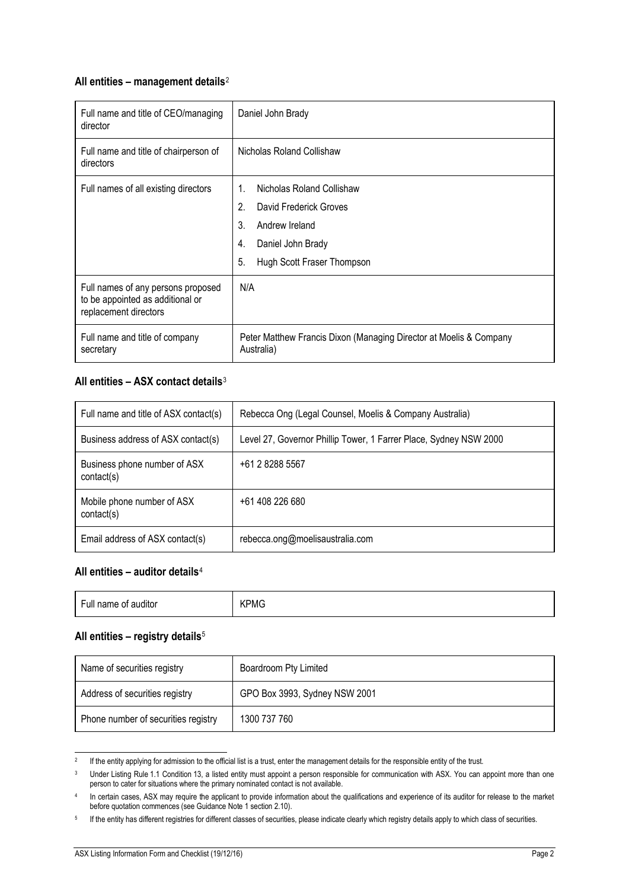### All entities – management details[2]

| | |
|---|---|
| Full name and title of CEO/managing director | Daniel John Brady |
| Full name and title of chairperson of directors | Nicholas Roland Collishaw |
| Full names of all existing directors | 1. Nicholas Roland Collishaw<br>2. David Frederick Groves<br>3. Andrew Ireland<br>4. Daniel John Brady<br>5. Hugh Scott Fraser Thompson |
| Full names of any persons proposed to be appointed as additional or replacement directors | N/A |
| Full name and title of company secretary | Peter Matthew Francis Dixon (Managing Director at Moelis & Company Australia) |

### All entities – ASX contact details[3]

| | |
|---|---|
| Full name and title of ASX contact(s) | Rebecca Ong (Legal Counsel, Moelis & Company Australia) |
| Business address of ASX contact(s) | Level 27, Governor Phillip Tower, 1 Farrer Place, Sydney NSW 2000 |
| Business phone number of ASX contact(s) | +61 2 8288 5567 |
| Mobile phone number of ASX contact(s) | +61 408 226 680 |
| Email address of ASX contact(s) | rebecca.ong@moelisaustralia.com |

### All entities – auditor details[4]

| | |
|---|---|
| Full name of auditor | KPMG |

### All entities – registry details[5]

| | |
|---|---|
| Name of securities registry | Boardroom Pty Limited |
| Address of securities registry | GPO Box 3993, Sydney NSW 2001 |
| Phone number of securities registry | 1300 737 760 |

[2] If the entity applying for admission to the official list is a trust, enter the management details for the responsible entity of the trust.

[3] Under Listing Rule 1.1 Condition 13, a listed entity must appoint a person responsible for communication with ASX. You can appoint more than one person to cater for situations where the primary nominated contact is not available.

[4] In certain cases, ASX may require the applicant to provide information about the qualifications and experience of its auditor for release to the market before quotation commences (see Guidance Note 1 section 2.10).

[5] If the entity has different registries for different classes of securities, please indicate clearly which registry details apply to which class of securities.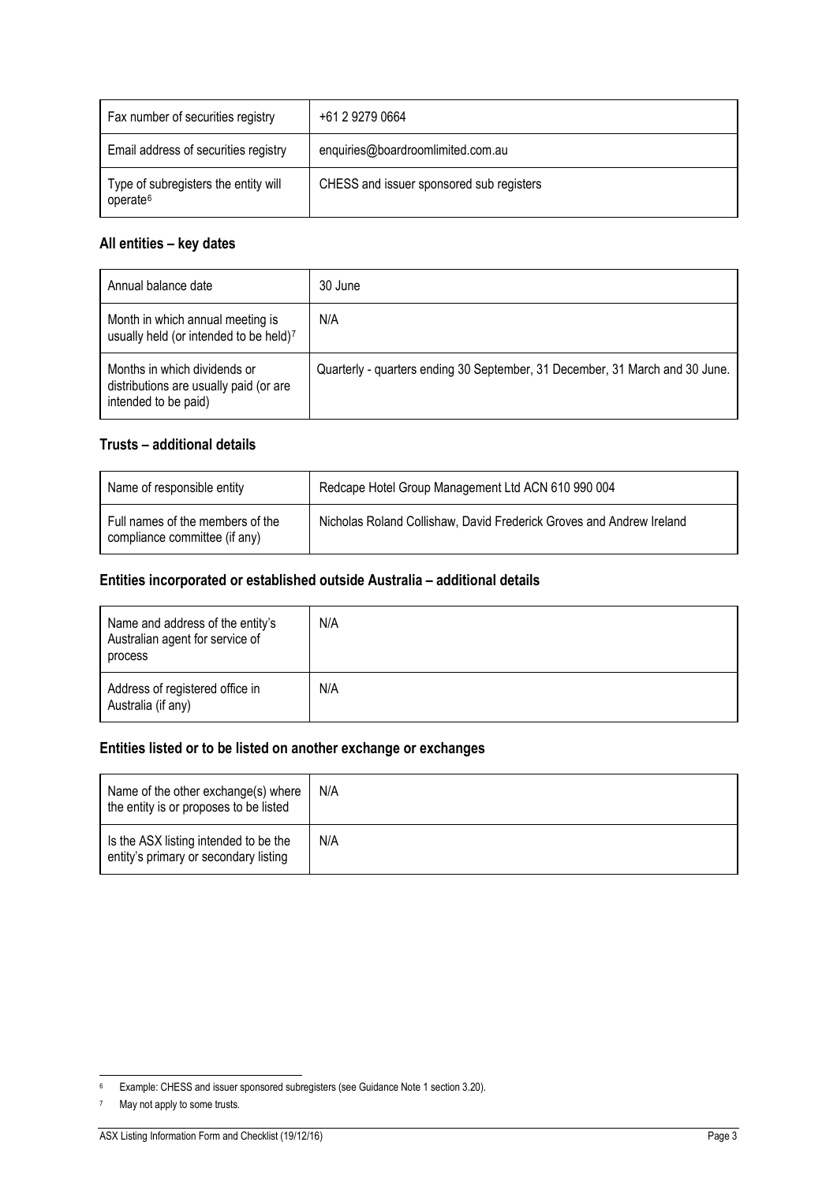| | |
|---|---|
| Fax number of securities registry | +61 2 9279 0664 |
| Email address of securities registry | enquiries@boardroomlimited.com.au |
| Type of subregisters the entity will operate[6] | CHESS and issuer sponsored sub registers |

### All entities – key dates

| | |
|---|---|
| Annual balance date | 30 June |
| Month in which annual meeting is usually held (or intended to be held)[7] | N/A |
| Months in which dividends or distributions are usually paid (or are intended to be paid) | Quarterly - quarters ending 30 September, 31 December, 31 March and 30 June. |

### Trusts – additional details

| | |
|---|---|
| Name of responsible entity | Redcape Hotel Group Management Ltd ACN 610 990 004 |
| Full names of the members of the compliance committee (if any) | Nicholas Roland Collishaw, David Frederick Groves and Andrew Ireland |

### Entities incorporated or established outside Australia – additional details

| | |
|---|---|
| Name and address of the entity's Australian agent for service of process | N/A |
| Address of registered office in Australia (if any) | N/A |

### Entities listed or to be listed on another exchange or exchanges

| | |
|---|---|
| Name of the other exchange(s) where the entity is or proposes to be listed | N/A |
| Is the ASX listing intended to be the entity's primary or secondary listing | N/A |

[6] Example: CHESS and issuer sponsored subregisters (see Guidance Note 1 section 3.20).

[7] May not apply to some trusts.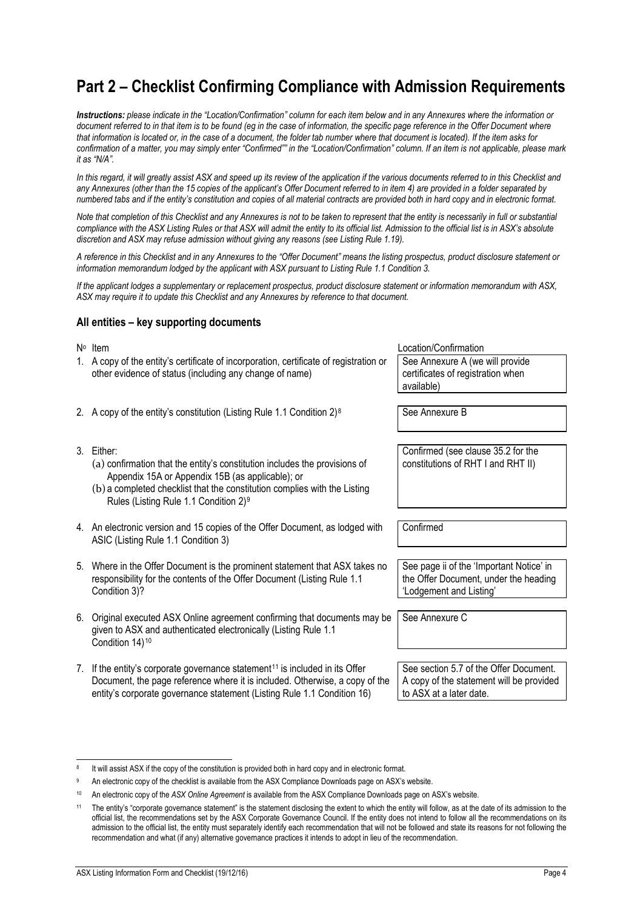# Part 2 – Checklist Confirming Compliance with Admission Requirements

***Instructions:*** *please indicate in the "Location/Confirmation" column for each item below and in any Annexures where the information or document referred to in that item is to be found (eg in the case of information, the specific page reference in the Offer Document where that information is located or, in the case of a document, the folder tab number where that document is located). If the item asks for confirmation of a matter, you may simply enter "Confirmed"" in the "Location/Confirmation" column. If an item is not applicable, please mark it as "N/A".*

*In this regard, it will greatly assist ASX and speed up its review of the application if the various documents referred to in this Checklist and any Annexures (other than the 15 copies of the applicant's Offer Document referred to in item 4) are provided in a folder separated by numbered tabs and if the entity's constitution and copies of all material contracts are provided both in hard copy and in electronic format.*

*Note that completion of this Checklist and any Annexures is not to be taken to represent that the entity is necessarily in full or substantial compliance with the ASX Listing Rules or that ASX will admit the entity to its official list. Admission to the official list is in ASX's absolute discretion and ASX may refuse admission without giving any reasons (see Listing Rule 1.19).*

*A reference in this Checklist and in any Annexures to the "Offer Document" means the listing prospectus, product disclosure statement or information memorandum lodged by the applicant with ASX pursuant to Listing Rule 1.1 Condition 3.*

*If the applicant lodges a supplementary or replacement prospectus, product disclosure statement or information memorandum with ASX, ASX may require it to update this Checklist and any Annexures by reference to that document.*

### All entities – key supporting documents

| Nº | Item | Location/Confirmation |
|---|---|---|
| 1. | A copy of the entity's certificate of incorporation, certificate of registration or other evidence of status (including any change of name) | See Annexure A (we will provide certificates of registration when available) |
| 2. | A copy of the entity's constitution (Listing Rule 1.1 Condition 2)[8] | See Annexure B |
| 3. | Either:<br>(a) confirmation that the entity's constitution includes the provisions of Appendix 15A or Appendix 15B (as applicable); or<br>(b) a completed checklist that the constitution complies with the Listing Rules (Listing Rule 1.1 Condition 2)[9] | Confirmed (see clause 35.2 for the constitutions of RHT I and RHT II) |
| 4. | An electronic version and 15 copies of the Offer Document, as lodged with ASIC (Listing Rule 1.1 Condition 3) | Confirmed |
| 5. | Where in the Offer Document is the prominent statement that ASX takes no responsibility for the contents of the Offer Document (Listing Rule 1.1 Condition 3)? | See page ii of the 'Important Notice' in the Offer Document, under the heading 'Lodgement and Listing' |
| 6. | Original executed ASX Online agreement confirming that documents may be given to ASX and authenticated electronically (Listing Rule 1.1 Condition 14)[10] | See Annexure C |
| 7. | If the entity's corporate governance statement[11] is included in its Offer Document, the page reference where it is included. Otherwise, a copy of the entity's corporate governance statement (Listing Rule 1.1 Condition 16) | See section 5.7 of the Offer Document. A copy of the statement will be provided to ASX at a later date. |

[8] It will assist ASX if the copy of the constitution is provided both in hard copy and in electronic format.

[9] An electronic copy of the checklist is available from the ASX Compliance Downloads page on ASX's website.

[10] An electronic copy of the *ASX Online Agreement* is available from the ASX Compliance Downloads page on ASX's website.

[11] The entity's "corporate governance statement" is the statement disclosing the extent to which the entity will follow, as at the date of its admission to the official list, the recommendations set by the ASX Corporate Governance Council. If the entity does not intend to follow all the recommendations on its admission to the official list, the entity must separately identify each recommendation that will not be followed and state its reasons for not following the recommendation and what (if any) alternative governance practices it intends to adopt in lieu of the recommendation.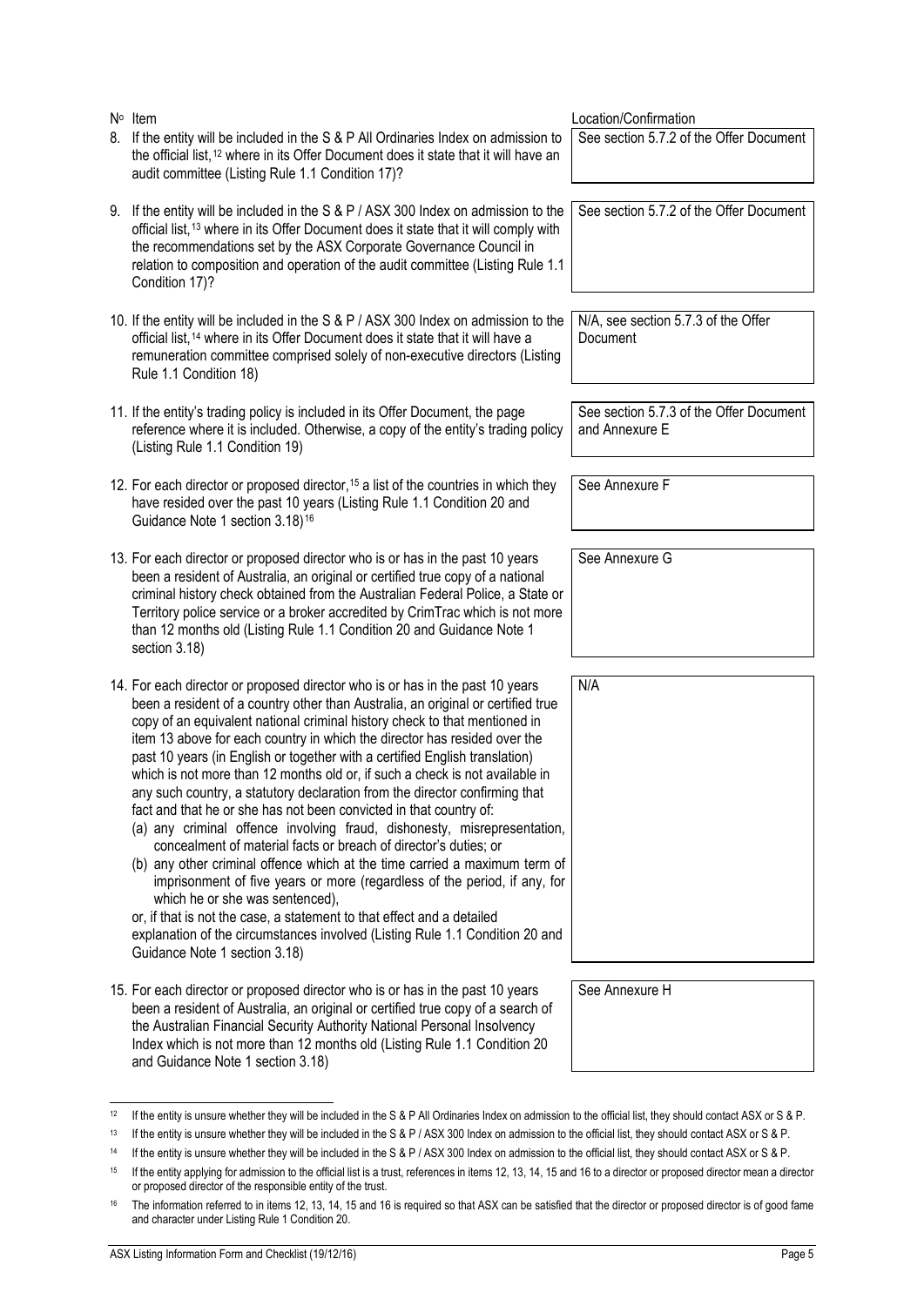| Nº | Item | Location/Confirmation |
|---|---|---|
| 8. | If the entity will be included in the S & P All Ordinaries Index on admission to the official list,[12] where in its Offer Document does it state that it will have an audit committee (Listing Rule 1.1 Condition 17)? | See section 5.7.2 of the Offer Document |
| 9. | If the entity will be included in the S & P / ASX 300 Index on admission to the official list,[13] where in its Offer Document does it state that it will comply with the recommendations set by the ASX Corporate Governance Council in relation to composition and operation of the audit committee (Listing Rule 1.1 Condition 17)? | See section 5.7.2 of the Offer Document |
| 10. | If the entity will be included in the S & P / ASX 300 Index on admission to the official list,[14] where in its Offer Document does it state that it will have a remuneration committee comprised solely of non-executive directors (Listing Rule 1.1 Condition 18) | N/A, see section 5.7.3 of the Offer Document |
| 11. | If the entity's trading policy is included in its Offer Document, the page reference where it is included. Otherwise, a copy of the entity's trading policy (Listing Rule 1.1 Condition 19) | See section 5.7.3 of the Offer Document and Annexure E |
| 12. | For each director or proposed director,[15] a list of the countries in which they have resided over the past 10 years (Listing Rule 1.1 Condition 20 and Guidance Note 1 section 3.18)[16] | See Annexure F |
| 13. | For each director or proposed director who is or has in the past 10 years been a resident of Australia, an original or certified true copy of a national criminal history check obtained from the Australian Federal Police, a State or Territory police service or a broker accredited by CrimTrac which is not more than 12 months old (Listing Rule 1.1 Condition 20 and Guidance Note 1 section 3.18) | See Annexure G |
| 14. | For each director or proposed director who is or has in the past 10 years been a resident of a country other than Australia, an original or certified true copy of an equivalent national criminal history check to that mentioned in item 13 above for each country in which the director has resided over the past 10 years (in English or together with a certified English translation) which is not more than 12 months old or, if such a check is not available in any such country, a statutory declaration from the director confirming that fact and that he or she has not been convicted in that country of:<br>(a) any criminal offence involving fraud, dishonesty, misrepresentation, concealment of material facts or breach of director's duties; or<br>(b) any other criminal offence which at the time carried a maximum term of imprisonment of five years or more (regardless of the period, if any, for which he or she was sentenced),<br>or, if that is not the case, a statement to that effect and a detailed explanation of the circumstances involved (Listing Rule 1.1 Condition 20 and Guidance Note 1 section 3.18) | N/A |
| 15. | For each director or proposed director who is or has in the past 10 years been a resident of Australia, an original or certified true copy of a search of the Australian Financial Security Authority National Personal Insolvency Index which is not more than 12 months old (Listing Rule 1.1 Condition 20 and Guidance Note 1 section 3.18) | See Annexure H |

[12] If the entity is unsure whether they will be included in the S & P All Ordinaries Index on admission to the official list, they should contact ASX or S & P.

[13] If the entity is unsure whether they will be included in the S & P / ASX 300 Index on admission to the official list, they should contact ASX or S & P.

[14] If the entity is unsure whether they will be included in the S & P / ASX 300 Index on admission to the official list, they should contact ASX or S & P.

[15] If the entity applying for admission to the official list is a trust, references in items 12, 13, 14, 15 and 16 to a director or proposed director mean a director or proposed director of the responsible entity of the trust.

[16] The information referred to in items 12, 13, 14, 15 and 16 is required so that ASX can be satisfied that the director or proposed director is of good fame and character under Listing Rule 1 Condition 20.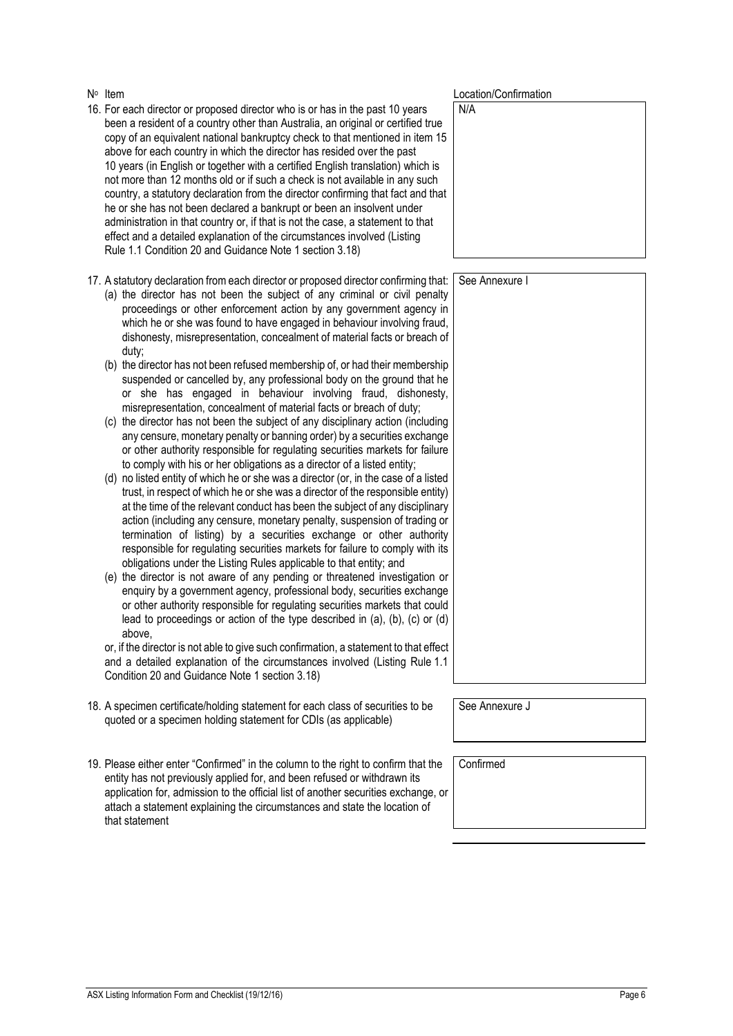| Nº Item | Location/Confirmation |
|---|---|
| 16. For each director or proposed director who is or has in the past 10 years been a resident of a country other than Australia, an original or certified true copy of an equivalent national bankruptcy check to that mentioned in item 15 above for each country in which the director has resided over the past 10 years (in English or together with a certified English translation) which is not more than 12 months old or if such a check is not available in any such country, a statutory declaration from the director confirming that fact and that he or she has not been declared a bankrupt or been an insolvent under administration in that country or, if that is not the case, a statement to that effect and a detailed explanation of the circumstances involved (Listing Rule 1.1 Condition 20 and Guidance Note 1 section 3.18) | N/A |
| 17. A statutory declaration from each director or proposed director confirming that: (a) the director has not been the subject of any criminal or civil penalty proceedings or other enforcement action by any government agency in which he or she was found to have engaged in behaviour involving fraud, dishonesty, misrepresentation, concealment of material facts or breach of duty; (b) the director has not been refused membership of, or had their membership suspended or cancelled by, any professional body on the ground that he or she has engaged in behaviour involving fraud, dishonesty, misrepresentation, concealment of material facts or breach of duty; (c) the director has not been the subject of any disciplinary action (including any censure, monetary penalty or banning order) by a securities exchange or other authority responsible for regulating securities markets for failure to comply with his or her obligations as a director of a listed entity; (d) no listed entity of which he or she was a director (or, in the case of a listed trust, in respect of which he or she was a director of the responsible entity) at the time of the relevant conduct has been the subject of any disciplinary action (including any censure, monetary penalty, suspension of trading or termination of listing) by a securities exchange or other authority responsible for regulating securities markets for failure to comply with its obligations under the Listing Rules applicable to that entity; and (e) the director is not aware of any pending or threatened investigation or enquiry by a government agency, professional body, securities exchange or other authority responsible for regulating securities markets that could lead to proceedings or action of the type described in (a), (b), (c) or (d) above, or, if the director is not able to give such confirmation, a statement to that effect and a detailed explanation of the circumstances involved (Listing Rule 1.1 Condition 20 and Guidance Note 1 section 3.18) | See Annexure I |
| 18. A specimen certificate/holding statement for each class of securities to be quoted or a specimen holding statement for CDIs (as applicable) | See Annexure J |
| 19. Please either enter "Confirmed" in the column to the right to confirm that the entity has not previously applied for, and been refused or withdrawn its application for, admission to the official list of another securities exchange, or attach a statement explaining the circumstances and state the location of that statement | Confirmed |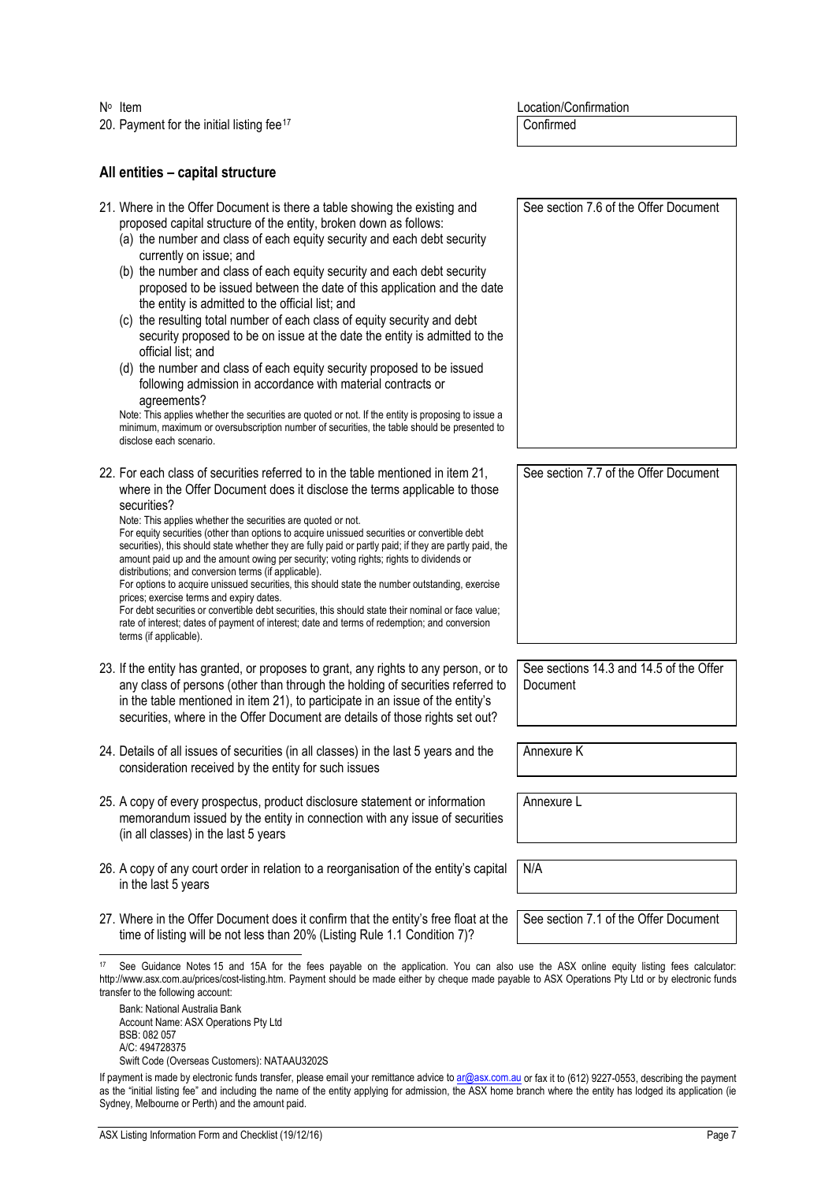| Nº Item | Location/Confirmation |
|---|---|
| 20. Payment for the initial listing fee[17] | Confirmed |

## All entities – capital structure

| Item | Location/Confirmation |
|---|---|
| 21. Where in the Offer Document is there a table showing the existing and proposed capital structure of the entity, broken down as follows:<br>(a) the number and class of each equity security and each debt security currently on issue; and<br>(b) the number and class of each equity security and each debt security proposed to be issued between the date of this application and the date the entity is admitted to the official list; and<br>(c) the resulting total number of each class of equity security and debt security proposed to be on issue at the date the entity is admitted to the official list; and<br>(d) the number and class of each equity security proposed to be issued following admission in accordance with material contracts or agreements?<br>Note: This applies whether the securities are quoted or not. If the entity is proposing to issue a minimum, maximum or oversubscription number of securities, the table should be presented to disclose each scenario. | See section 7.6 of the Offer Document |
| 22. For each class of securities referred to in the table mentioned in item 21, where in the Offer Document does it disclose the terms applicable to those securities?<br>Note: This applies whether the securities are quoted or not.<br>For equity securities (other than options to acquire unissued securities or convertible debt securities), this should state whether they are fully paid or partly paid; if they are partly paid, the amount paid up and the amount owing per security; voting rights; rights to dividends or distributions; and conversion terms (if applicable).<br>For options to acquire unissued securities, this should state the number outstanding, exercise prices; exercise terms and expiry dates.<br>For debt securities or convertible debt securities, this should state their nominal or face value; rate of interest; dates of payment of interest; date and terms of redemption; and conversion terms (if applicable). | See section 7.7 of the Offer Document |
| 23. If the entity has granted, or proposes to grant, any rights to any person, or to any class of persons (other than through the holding of securities referred to in the table mentioned in item 21), to participate in an issue of the entity's securities, where in the Offer Document are details of those rights set out? | See sections 14.3 and 14.5 of the Offer Document |
| 24. Details of all issues of securities (in all classes) in the last 5 years and the consideration received by the entity for such issues | Annexure K |
| 25. A copy of every prospectus, product disclosure statement or information memorandum issued by the entity in connection with any issue of securities (in all classes) in the last 5 years | Annexure L |
| 26. A copy of any court order in relation to a reorganisation of the entity's capital in the last 5 years | N/A |
| 27. Where in the Offer Document does it confirm that the entity's free float at the time of listing will be not less than 20% (Listing Rule 1.1 Condition 7)? | See section 7.1 of the Offer Document |

[17] See Guidance Notes 15 and 15A for the fees payable on the application. You can also use the ASX online equity listing fees calculator: http://www.asx.com.au/prices/cost-listing.htm. Payment should be made either by cheque made payable to ASX Operations Pty Ltd or by electronic funds transfer to the following account:

Bank: National Australia Bank
Account Name: ASX Operations Pty Ltd
BSB: 082 057
A/C: 494728375
Swift Code (Overseas Customers): NATAAU3202S

If payment is made by electronic funds transfer, please email your remittance advice to ar@asx.com.au or fax it to (612) 9227-0553, describing the payment as the "initial listing fee" and including the name of the entity applying for admission, the ASX home branch where the entity has lodged its application (ie Sydney, Melbourne or Perth) and the amount paid.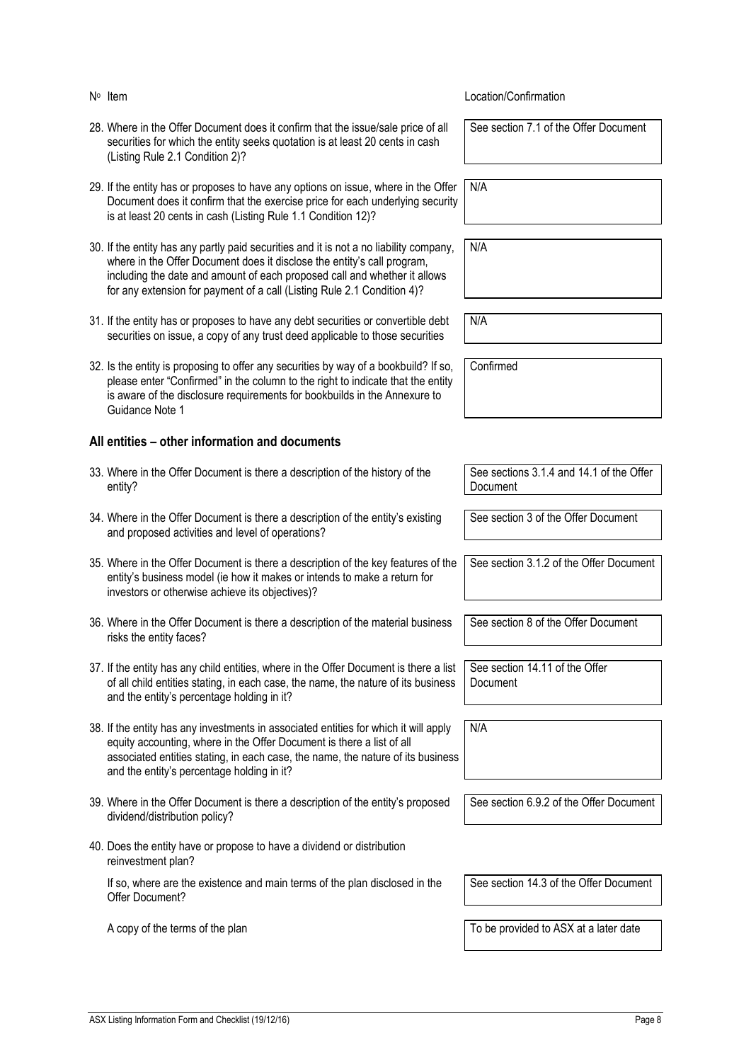| Nº | Item | Location/Confirmation |
|---|---|---|
| 28. | Where in the Offer Document does it confirm that the issue/sale price of all securities for which the entity seeks quotation is at least 20 cents in cash (Listing Rule 2.1 Condition 2)? | See section 7.1 of the Offer Document |
| 29. | If the entity has or proposes to have any options on issue, where in the Offer Document does it confirm that the exercise price for each underlying security is at least 20 cents in cash (Listing Rule 1.1 Condition 12)? | N/A |
| 30. | If the entity has any partly paid securities and it is not a no liability company, where in the Offer Document does it disclose the entity's call program, including the date and amount of each proposed call and whether it allows for any extension for payment of a call (Listing Rule 2.1 Condition 4)? | N/A |
| 31. | If the entity has or proposes to have any debt securities or convertible debt securities on issue, a copy of any trust deed applicable to those securities | N/A |
| 32. | Is the entity is proposing to offer any securities by way of a bookbuild? If so, please enter "Confirmed" in the column to the right to indicate that the entity is aware of the disclosure requirements for bookbuilds in the Annexure to Guidance Note 1 | Confirmed |

## All entities – other information and documents

| Nº | Item | Location/Confirmation |
|---|---|---|
| 33. | Where in the Offer Document is there a description of the history of the entity? | See sections 3.1.4 and 14.1 of the Offer Document |
| 34. | Where in the Offer Document is there a description of the entity's existing and proposed activities and level of operations? | See section 3 of the Offer Document |
| 35. | Where in the Offer Document is there a description of the key features of the entity's business model (ie how it makes or intends to make a return for investors or otherwise achieve its objectives)? | See section 3.1.2 of the Offer Document |
| 36. | Where in the Offer Document is there a description of the material business risks the entity faces? | See section 8 of the Offer Document |
| 37. | If the entity has any child entities, where in the Offer Document is there a list of all child entities stating, in each case, the name, the nature of its business and the entity's percentage holding in it? | See section 14.11 of the Offer Document |
| 38. | If the entity has any investments in associated entities for which it will apply equity accounting, where in the Offer Document is there a list of all associated entities stating, in each case, the name, the nature of its business and the entity's percentage holding in it? | N/A |
| 39. | Where in the Offer Document is there a description of the entity's proposed dividend/distribution policy? | See section 6.9.2 of the Offer Document |
| 40. | Does the entity have or propose to have a dividend or distribution reinvestment plan? | |
| | If so, where are the existence and main terms of the plan disclosed in the Offer Document? | See section 14.3 of the Offer Document |
| | A copy of the terms of the plan | To be provided to ASX at a later date |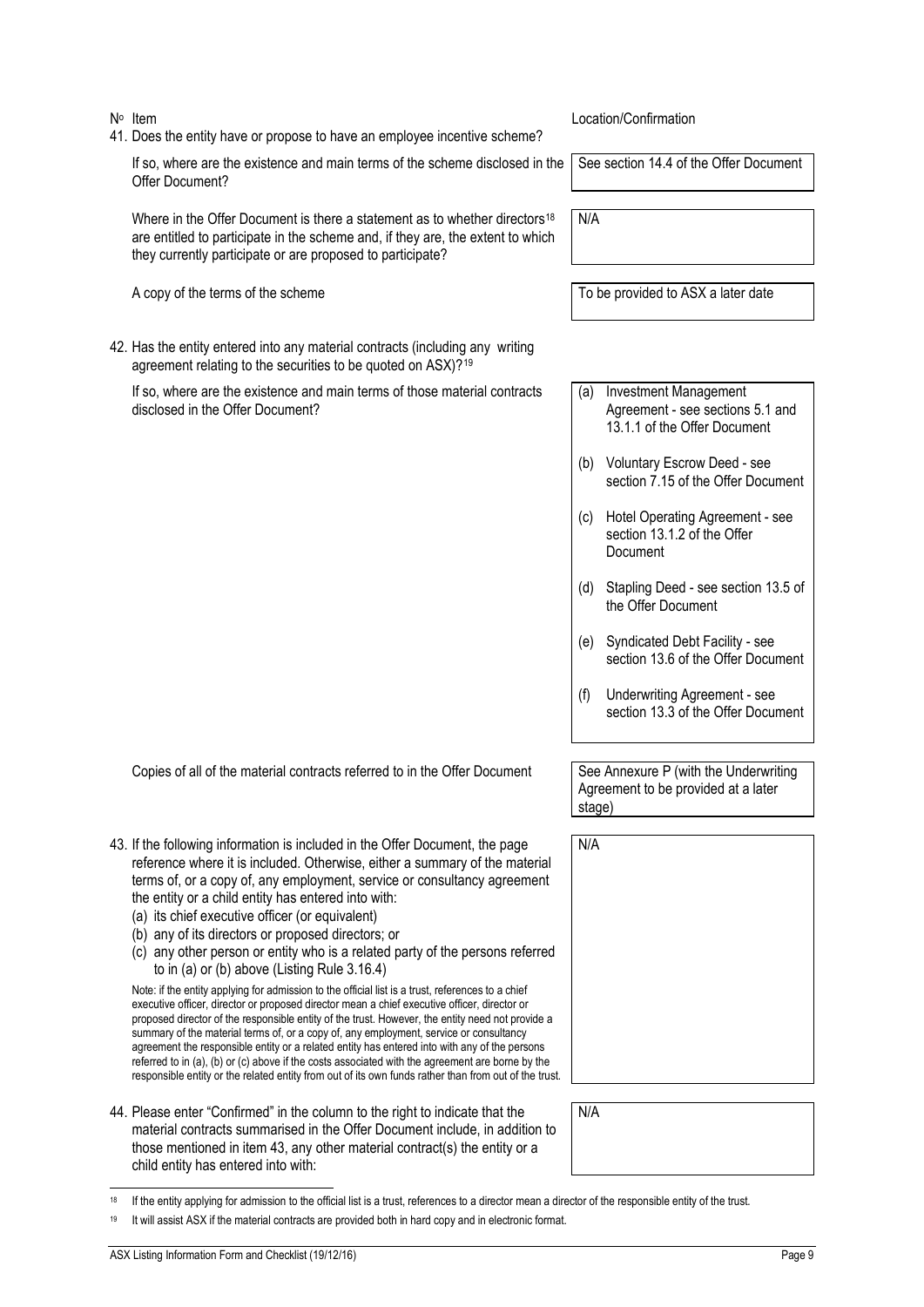| Nº Item | Location/Confirmation |
| --- | --- |
| 41. Does the entity have or propose to have an employee incentive scheme? | |
| If so, where are the existence and main terms of the scheme disclosed in the Offer Document? | See section 14.4 of the Offer Document |
| Where in the Offer Document is there a statement as to whether directors[18] are entitled to participate in the scheme and, if they are, the extent to which they currently participate or are proposed to participate? | N/A |
| A copy of the terms of the scheme | To be provided to ASX a later date |
| 42. Has the entity entered into any material contracts (including any writing agreement relating to the securities to be quoted on ASX)?[19] | |
| If so, where are the existence and main terms of those material contracts disclosed in the Offer Document? | (a) Investment Management Agreement - see sections 5.1 and 13.1.1 of the Offer Document<br>(b) Voluntary Escrow Deed - see section 7.15 of the Offer Document<br>(c) Hotel Operating Agreement - see section 13.1.2 of the Offer Document<br>(d) Stapling Deed - see section 13.5 of the Offer Document<br>(e) Syndicated Debt Facility - see section 13.6 of the Offer Document<br>(f) Underwriting Agreement - see section 13.3 of the Offer Document |
| Copies of all of the material contracts referred to in the Offer Document | See Annexure P (with the Underwriting Agreement to be provided at a later stage) |
| 43. If the following information is included in the Offer Document, the page reference where it is included. Otherwise, either a summary of the material terms of, or a copy of, any employment, service or consultancy agreement the entity or a child entity has entered into with:<br>(a) its chief executive officer (or equivalent)<br>(b) any of its directors or proposed directors; or<br>(c) any other person or entity who is a related party of the persons referred to in (a) or (b) above (Listing Rule 3.16.4)<br><br>Note: if the entity applying for admission to the official list is a trust, references to a chief executive officer, director or proposed director mean a chief executive officer, director or proposed director of the responsible entity of the trust. However, the entity need not provide a summary of the material terms of, or a copy of, any employment, service or consultancy agreement the responsible entity or a related entity has entered into with any of the persons referred to in (a), (b) or (c) above if the costs associated with the agreement are borne by the responsible entity or the related entity from out of its own funds rather than from out of the trust. | N/A |
| 44. Please enter "Confirmed" in the column to the right to indicate that the material contracts summarised in the Offer Document include, in addition to those mentioned in item 43, any other material contract(s) the entity or a child entity has entered into with: | N/A |

[18] If the entity applying for admission to the official list is a trust, references to a director mean a director of the responsible entity of the trust.

[19] It will assist ASX if the material contracts are provided both in hard copy and in electronic format.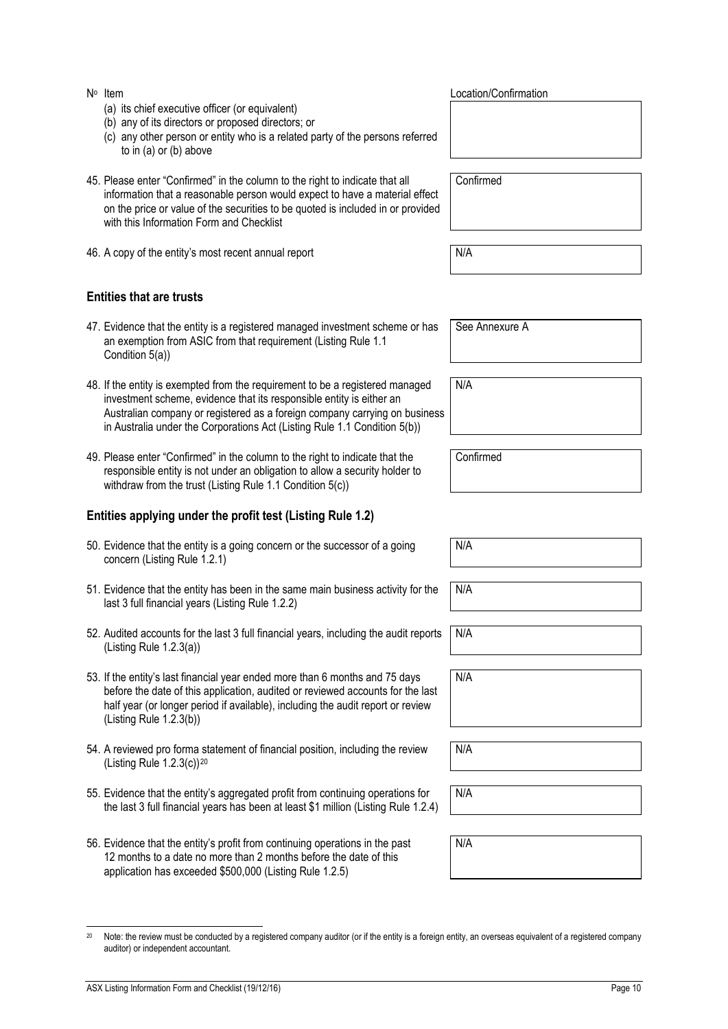| Nº Item | Location/Confirmation |
|---|---|
| (a) its chief executive officer (or equivalent)<br>(b) any of its directors or proposed directors; or<br>(c) any other person or entity who is a related party of the persons referred to in (a) or (b) above | |
| 45. Please enter "Confirmed" in the column to the right to indicate that all information that a reasonable person would expect to have a material effect on the price or value of the securities to be quoted is included in or provided with this Information Form and Checklist | Confirmed |
| 46. A copy of the entity's most recent annual report | N/A |

### Entities that are trusts

| Nº Item | Location/Confirmation |
|---|---|
| 47. Evidence that the entity is a registered managed investment scheme or has an exemption from ASIC from that requirement (Listing Rule 1.1 Condition 5(a)) | See Annexure A |
| 48. If the entity is exempted from the requirement to be a registered managed investment scheme, evidence that its responsible entity is either an Australian company or registered as a foreign company carrying on business in Australia under the Corporations Act (Listing Rule 1.1 Condition 5(b)) | N/A |
| 49. Please enter "Confirmed" in the column to the right to indicate that the responsible entity is not under an obligation to allow a security holder to withdraw from the trust (Listing Rule 1.1 Condition 5(c)) | Confirmed |

### Entities applying under the profit test (Listing Rule 1.2)

| Nº Item | Location/Confirmation |
|---|---|
| 50. Evidence that the entity is a going concern or the successor of a going concern (Listing Rule 1.2.1) | N/A |
| 51. Evidence that the entity has been in the same main business activity for the last 3 full financial years (Listing Rule 1.2.2) | N/A |
| 52. Audited accounts for the last 3 full financial years, including the audit reports (Listing Rule 1.2.3(a)) | N/A |
| 53. If the entity's last financial year ended more than 6 months and 75 days before the date of this application, audited or reviewed accounts for the last half year (or longer period if available), including the audit report or review (Listing Rule 1.2.3(b)) | N/A |
| 54. A reviewed pro forma statement of financial position, including the review (Listing Rule 1.2.3(c))[20] | N/A |
| 55. Evidence that the entity's aggregated profit from continuing operations for the last 3 full financial years has been at least $1 million (Listing Rule 1.2.4) | N/A |
| 56. Evidence that the entity's profit from continuing operations in the past 12 months to a date no more than 2 months before the date of this application has exceeded $500,000 (Listing Rule 1.2.5) | N/A |

[20] Note: the review must be conducted by a registered company auditor (or if the entity is a foreign entity, an overseas equivalent of a registered company auditor) or independent accountant.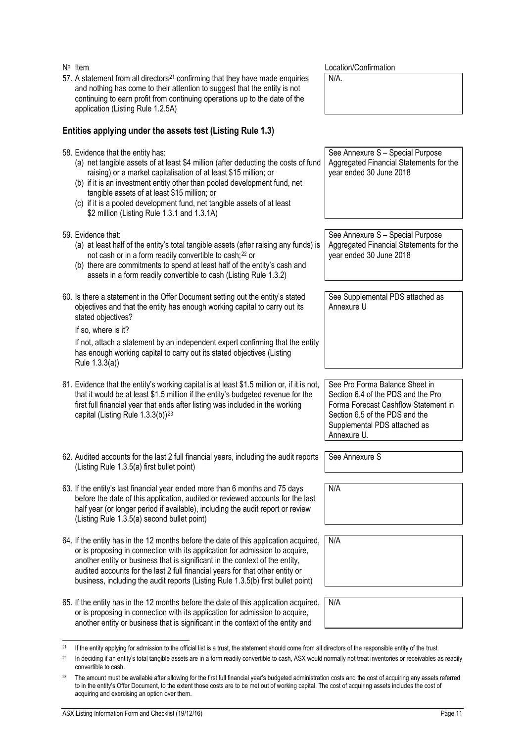| Nº Item | Location/Confirmation |
| --- | --- |
| 57. A statement from all directors[21] confirming that they have made enquiries and nothing has come to their attention to suggest that the entity is not continuing to earn profit from continuing operations up to the date of the application (Listing Rule 1.2.5A) | N/A. |

## Entities applying under the assets test (Listing Rule 1.3)

| Nº Item | Location/Confirmation |
| --- | --- |
| 58. Evidence that the entity has:<br>(a) net tangible assets of at least \$4 million (after deducting the costs of fund raising) or a market capitalisation of at least \$15 million; or<br>(b) if it is an investment entity other than pooled development fund, net tangible assets of at least \$15 million; or<br>(c) if it is a pooled development fund, net tangible assets of at least \$2 million (Listing Rule 1.3.1 and 1.3.1A) | See Annexure S – Special Purpose Aggregated Financial Statements for the year ended 30 June 2018 |
| 59. Evidence that:<br>(a) at least half of the entity's total tangible assets (after raising any funds) is not cash or in a form readily convertible to cash;[22] or<br>(b) there are commitments to spend at least half of the entity's cash and assets in a form readily convertible to cash (Listing Rule 1.3.2) | See Annexure S – Special Purpose Aggregated Financial Statements for the year ended 30 June 2018 |
| 60. Is there a statement in the Offer Document setting out the entity's stated objectives and that the entity has enough working capital to carry out its stated objectives?<br>If so, where is it?<br>If not, attach a statement by an independent expert confirming that the entity has enough working capital to carry out its stated objectives (Listing Rule 1.3.3(a)) | See Supplemental PDS attached as Annexure U |
| 61. Evidence that the entity's working capital is at least \$1.5 million or, if it is not, that it would be at least \$1.5 million if the entity's budgeted revenue for the first full financial year that ends after listing was included in the working capital (Listing Rule 1.3.3(b))[23] | See Pro Forma Balance Sheet in Section 6.4 of the PDS and the Pro Forma Forecast Cashflow Statement in Section 6.5 of the PDS and the Supplemental PDS attached as Annexure U. |
| 62. Audited accounts for the last 2 full financial years, including the audit reports (Listing Rule 1.3.5(a) first bullet point) | See Annexure S |
| 63. If the entity's last financial year ended more than 6 months and 75 days before the date of this application, audited or reviewed accounts for the last half year (or longer period if available), including the audit report or review (Listing Rule 1.3.5(a) second bullet point) | N/A |
| 64. If the entity has in the 12 months before the date of this application acquired, or is proposing in connection with its application for admission to acquire, another entity or business that is significant in the context of the entity, audited accounts for the last 2 full financial years for that other entity or business, including the audit reports (Listing Rule 1.3.5(b) first bullet point) | N/A |
| 65. If the entity has in the 12 months before the date of this application acquired, or is proposing in connection with its application for admission to acquire, another entity or business that is significant in the context of the entity and | N/A |

[21] If the entity applying for admission to the official list is a trust, the statement should come from all directors of the responsible entity of the trust.

[22] In deciding if an entity's total tangible assets are in a form readily convertible to cash, ASX would normally not treat inventories or receivables as readily convertible to cash.

[23] The amount must be available after allowing for the first full financial year's budgeted administration costs and the cost of acquiring any assets referred to in the entity's Offer Document, to the extent those costs are to be met out of working capital. The cost of acquiring assets includes the cost of acquiring and exercising an option over them.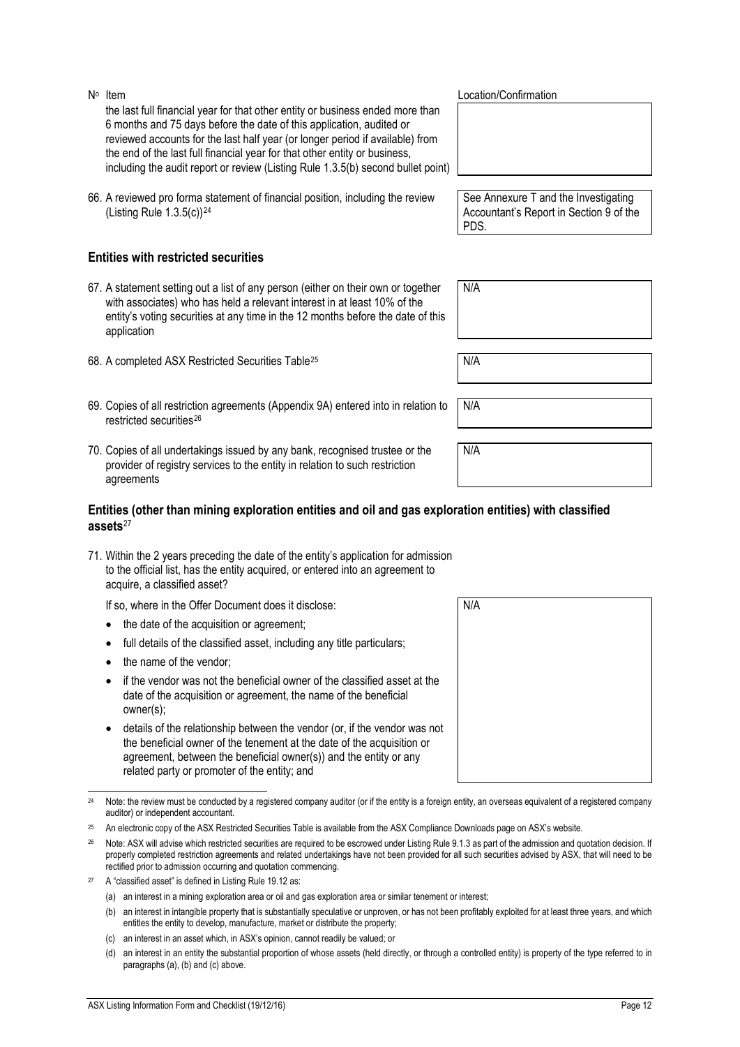| Nº Item | Location/Confirmation |
|---|---|
| the last full financial year for that other entity or business ended more than 6 months and 75 days before the date of this application, audited or reviewed accounts for the last half year (or longer period if available) from the end of the last full financial year for that other entity or business, including the audit report or review (Listing Rule 1.3.5(b) second bullet point) | |
| 66. A reviewed pro forma statement of financial position, including the review (Listing Rule 1.3.5(c))[24] | See Annexure T and the Investigating Accountant's Report in Section 9 of the PDS. |

## Entities with restricted securities

| | |
|---|---|
| 67. A statement setting out a list of any person (either on their own or together with associates) who has held a relevant interest in at least 10% of the entity's voting securities at any time in the 12 months before the date of this application | N/A |
| 68. A completed ASX Restricted Securities Table[25] | N/A |
| 69. Copies of all restriction agreements (Appendix 9A) entered into in relation to restricted securities[26] | N/A |
| 70. Copies of all undertakings issued by any bank, recognised trustee or the provider of registry services to the entity in relation to such restriction agreements | N/A |

## Entities (other than mining exploration entities and oil and gas exploration entities) with classified assets[27]

71. Within the 2 years preceding the date of the entity's application for admission to the official list, has the entity acquired, or entered into an agreement to acquire, a classified asset?

| | |
|---|---|
| If so, where in the Offer Document does it disclose:<br>• the date of the acquisition or agreement;<br>• full details of the classified asset, including any title particulars;<br>• the name of the vendor;<br>• if the vendor was not the beneficial owner of the classified asset at the date of the acquisition or agreement, the name of the beneficial owner(s);<br>• details of the relationship between the vendor (or, if the vendor was not the beneficial owner of the tenement at the date of the acquisition or agreement, between the beneficial owner(s)) and the entity or any related party or promoter of the entity; and | N/A |

[24] Note: the review must be conducted by a registered company auditor (or if the entity is a foreign entity, an overseas equivalent of a registered company auditor) or independent accountant.

[25] An electronic copy of the ASX Restricted Securities Table is available from the ASX Compliance Downloads page on ASX's website.

[26] Note: ASX will advise which restricted securities are required to be escrowed under Listing Rule 9.1.3 as part of the admission and quotation decision. If properly completed restriction agreements and related undertakings have not been provided for all such securities advised by ASX, that will need to be rectified prior to admission occurring and quotation commencing.

[27] A "classified asset" is defined in Listing Rule 19.12 as:

(a) an interest in a mining exploration area or oil and gas exploration area or similar tenement or interest;

(b) an interest in intangible property that is substantially speculative or unproven, or has not been profitably exploited for at least three years, and which entitles the entity to develop, manufacture, market or distribute the property;

(c) an interest in an asset which, in ASX's opinion, cannot readily be valued; or

(d) an interest in an entity the substantial proportion of whose assets (held directly, or through a controlled entity) is property of the type referred to in paragraphs (a), (b) and (c) above.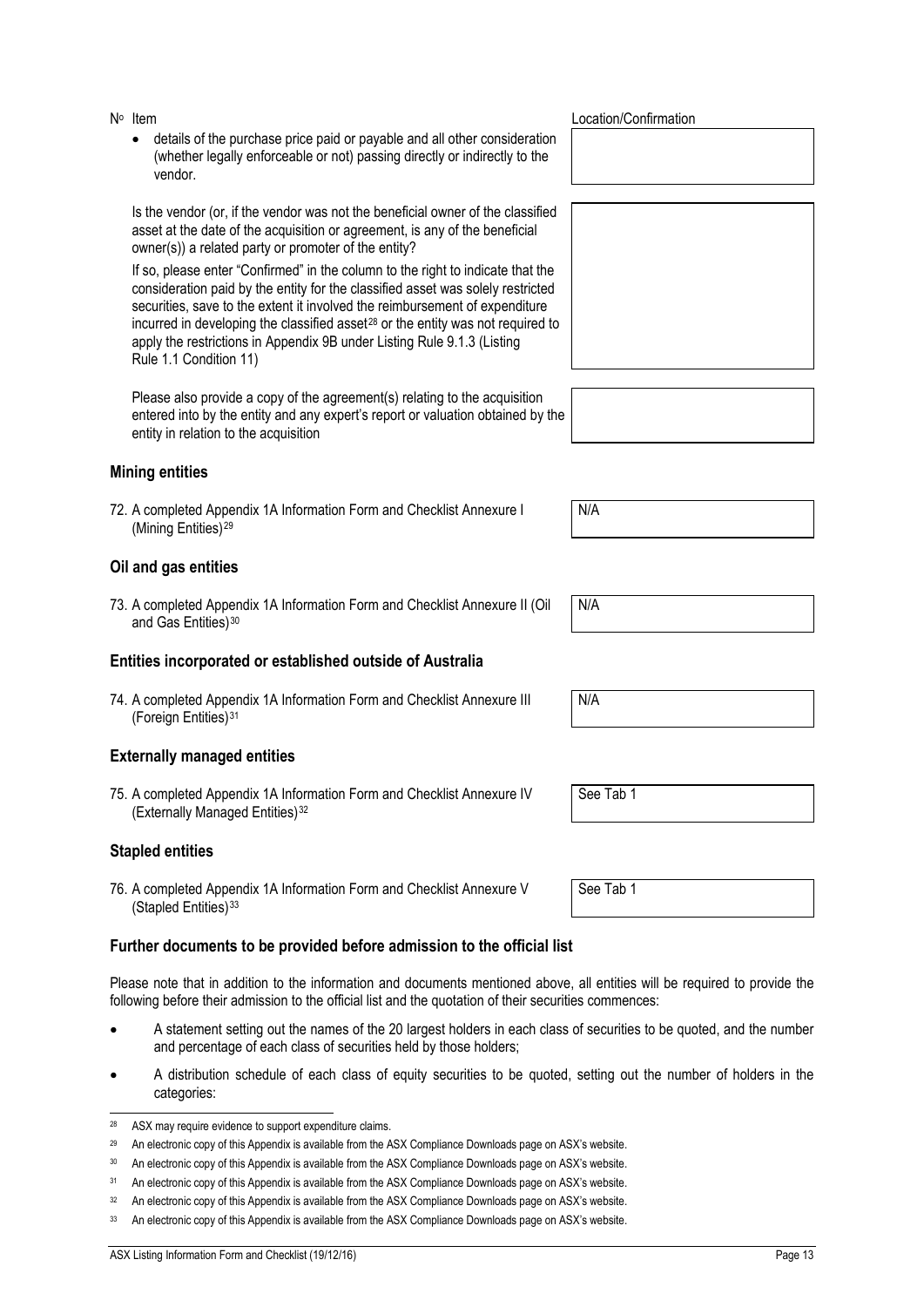| Nº Item | Location/Confirmation |
|---|---|
| • details of the purchase price paid or payable and all other consideration (whether legally enforceable or not) passing directly or indirectly to the vendor. | |
| Is the vendor (or, if the vendor was not the beneficial owner of the classified asset at the date of the acquisition or agreement, is any of the beneficial owner(s)) a related party or promoter of the entity?<br><br>If so, please enter "Confirmed" in the column to the right to indicate that the consideration paid by the entity for the classified asset was solely restricted securities, save to the extent it involved the reimbursement of expenditure incurred in developing the classified asset[28] or the entity was not required to apply the restrictions in Appendix 9B under Listing Rule 9.1.3 (Listing Rule 1.1 Condition 11) | |
| Please also provide a copy of the agreement(s) relating to the acquisition entered into by the entity and any expert's report or valuation obtained by the entity in relation to the acquisition | |

## Mining entities

| | |
|---|---|
| 72. A completed Appendix 1A Information Form and Checklist Annexure I (Mining Entities)[29] | N/A |

## Oil and gas entities

| | |
|---|---|
| 73. A completed Appendix 1A Information Form and Checklist Annexure II (Oil and Gas Entities)[30] | N/A |

## Entities incorporated or established outside of Australia

| | |
|---|---|
| 74. A completed Appendix 1A Information Form and Checklist Annexure III (Foreign Entities)[31] | N/A |

## Externally managed entities

| | |
|---|---|
| 75. A completed Appendix 1A Information Form and Checklist Annexure IV (Externally Managed Entities)[32] | See Tab 1 |

## Stapled entities

| | |
|---|---|
| 76. A completed Appendix 1A Information Form and Checklist Annexure V (Stapled Entities)[33] | See Tab 1 |

## Further documents to be provided before admission to the official list

Please note that in addition to the information and documents mentioned above, all entities will be required to provide the following before their admission to the official list and the quotation of their securities commences:

- A statement setting out the names of the 20 largest holders in each class of securities to be quoted, and the number and percentage of each class of securities held by those holders;
- A distribution schedule of each class of equity securities to be quoted, setting out the number of holders in the categories:

---

[28] ASX may require evidence to support expenditure claims.

[29] An electronic copy of this Appendix is available from the ASX Compliance Downloads page on ASX's website.

[30] An electronic copy of this Appendix is available from the ASX Compliance Downloads page on ASX's website.

[31] An electronic copy of this Appendix is available from the ASX Compliance Downloads page on ASX's website.

[32] An electronic copy of this Appendix is available from the ASX Compliance Downloads page on ASX's website.

[33] An electronic copy of this Appendix is available from the ASX Compliance Downloads page on ASX's website.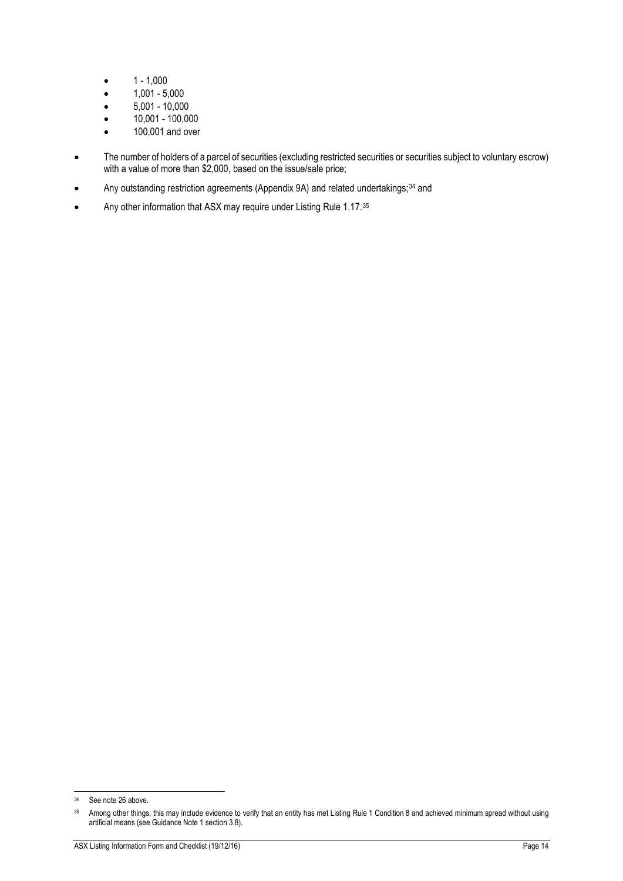- 1 - 1,000
- 1,001 - 5,000
- 5,001 - 10,000
- 10,001 - 100,000
- 100,001 and over

- The number of holders of a parcel of securities (excluding restricted securities or securities subject to voluntary escrow) with a value of more than $2,000, based on the issue/sale price;
- Any outstanding restriction agreements (Appendix 9A) and related undertakings;[34] and
- Any other information that ASX may require under Listing Rule 1.17.[35]

---

[34] See note 26 above.

[35] Among other things, this may include evidence to verify that an entity has met Listing Rule 1 Condition 8 and achieved minimum spread without using artificial means (see Guidance Note 1 section 3.8).